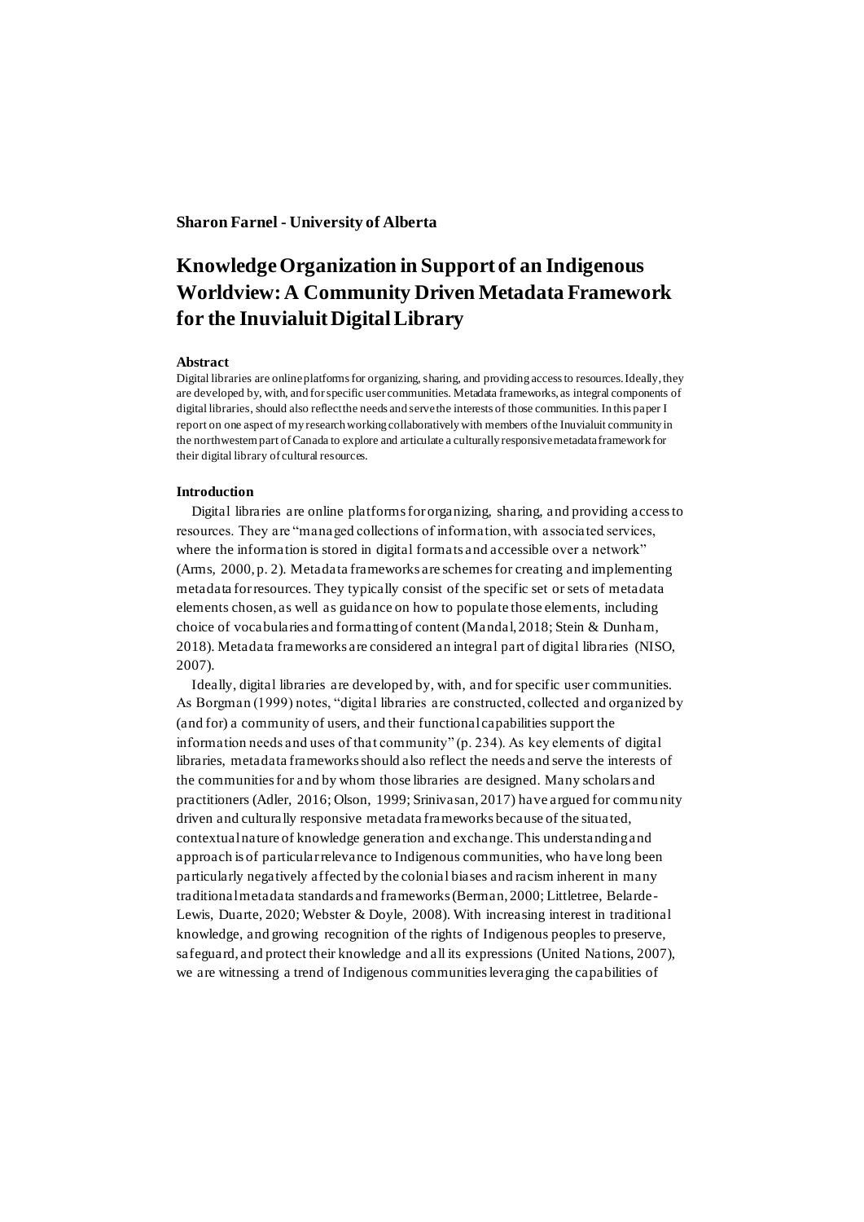**Sharon Farnel - University of Alberta**

# Knowledge Organization in Support of an Indigenous Worldview: A Community Driven Metadata Framework for the Inuvialuit Digital Library

### Abstract

Digital libraries are online platforms for organizing, sharing, and providing access to resources. Ideally, they are developed by, with, and for specific user communities. Metadata frameworks, as integral components of digital libraries, should also reflect the needs and serve the interests of those communities. In this paper I report on one aspect of my research working collaboratively with members of the Inuvialuit community in the northwestern part of Canada to explore and articulate a culturally responsive metadata framework for their digital library of cultural resources.

### Introduction

Digital libraries are online platforms for organizing, sharing, and providing access to resources. They are "managed collections of information, with associated services, where the information is stored in digital formats and accessible over a network" (Arms, 2000, p. 2). Metadata frameworks are schemes for creating and implementing metadata for resources. They typically consist of the specific set or sets of metadata elements chosen, as well as guidance on how to populate those elements, including choice of vocabularies and formatting of content (Mandal, 2018; Stein & Dunham, 2018). Metadata frameworks are considered an integral part of digital libraries (NISO, 2007).

Ideally, digital libraries are developed by, with, and for specific user communities. As Borgman (1999) notes, "digital libraries are constructed, collected and organized by (and for) a community of users, and their functional capabilities support the information needs and uses of that community" (p. 234). As key elements of digital libraries, metadata frameworks should also reflect the needs and serve the interests of the communities for and by whom those libraries are designed. Many scholars and practitioners (Adler, 2016; Olson, 1999; Srinivasan, 2017) have argued for community driven and culturally responsive metadata frameworks because of the situated, contextual nature of knowledge generation and exchange. This understanding and approach is of particular relevance to Indigenous communities, who have long been particularly negatively affected by the colonial biases and racism inherent in many traditional metadata standards and frameworks (Berman, 2000; Littletree, Belarde-Lewis, Duarte, 2020; Webster & Doyle, 2008). With increasing interest in traditional knowledge, and growing recognition of the rights of Indigenous peoples to preserve, safeguard, and protect their knowledge and all its expressions (United Nations, 2007), we are witnessing a trend of Indigenous communities leveraging the capabilities of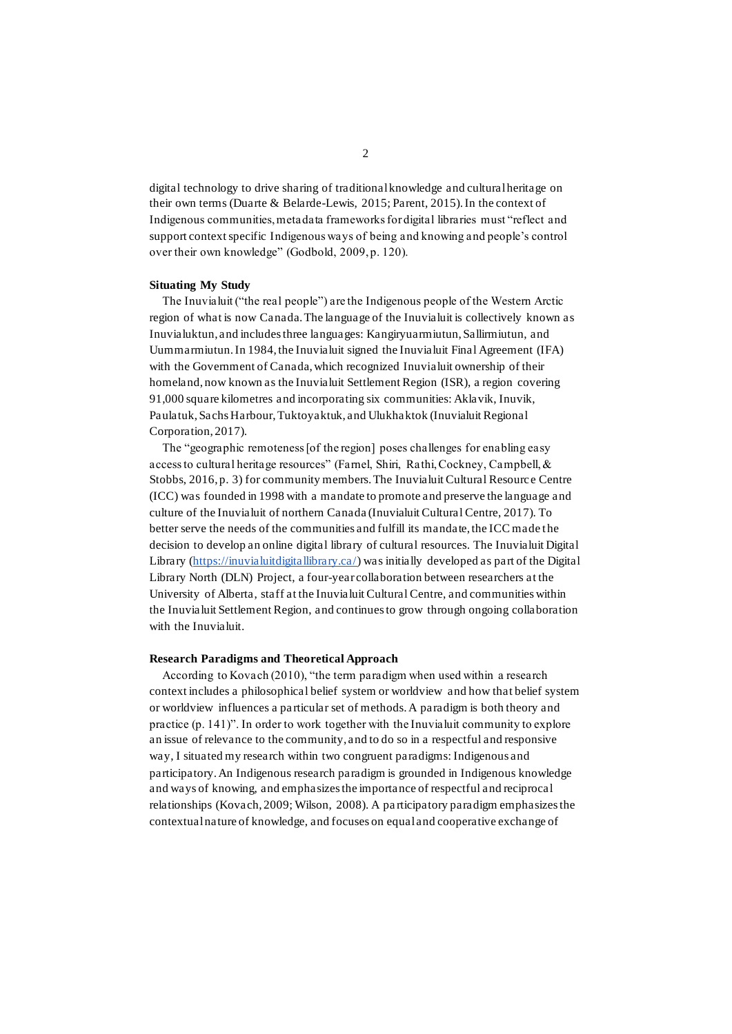digital technology to drive sharing of traditional knowledge and cultural heritage on their own terms (Duarte & Belarde-Lewis, 2015; Parent, 2015). In the context of Indigenous communities, metadata frameworks for digital libraries must "reflect and support context specific Indigenous ways of being and knowing and people's control over their own knowledge" (Godbold, 2009, p. 120).

### Situating My Study

The Inuvialuit ("the real people") are the Indigenous people of the Western Arctic region of what is now Canada. The language of the Inuvialuit is collectively known as Inuvialuktun, and includes three languages: Kangiryuarmiutun, Sallirmiutun, and Uummarmiutun. In 1984, the Inuvialuit signed the Inuvialuit Final Agreement (IFA) with the Government of Canada, which recognized Inuvialuit ownership of their homeland, now known as the Inuvialuit Settlement Region (ISR), a region covering 91,000 square kilometres and incorporating six communities: Aklavik, Inuvik, Paulatuk, Sachs Harbour, Tuktoyaktuk, and Ulukhaktok (Inuvialuit Regional Corporation, 2017).

The "geographic remoteness [of the region] poses challenges for enabling easy access to cultural heritage resources" (Farnel, Shiri, Rathi, Cockney, Campbell, & Stobbs, 2016, p. 3) for community members. The Inuvialuit Cultural Resource Centre (ICC) was founded in 1998 with a mandate to promote and preserve the language and culture of the Inuvialuit of northern Canada (Inuvialuit Cultural Centre, 2017). To better serve the needs of the communities and fulfill its mandate, the ICC made the decision to develop an online digital library of cultural resources. The Inuvialuit Digital Library (https://inuvialuitdigitallibrary.ca/) was initially developed as part of the Digital Library North (DLN) Project, a four-year collaboration between researchers at the University of Alberta, staff at the Inuvialuit Cultural Centre, and communities within the Inuvialuit Settlement Region, and continues to grow through ongoing collaboration with the Inuvialuit.

### Research Paradigms and Theoretical Approach

According to Kovach (2010), "the term paradigm when used within a research context includes a philosophical belief system or worldview and how that belief system or worldview influences a particular set of methods. A paradigm is both theory and practice (p. 141)". In order to work together with the Inuvialuit community to explore an issue of relevance to the community, and to do so in a respectful and responsive way, I situated my research within two congruent paradigms: Indigenous and participatory. An Indigenous research paradigm is grounded in Indigenous knowledge and ways of knowing, and emphasizes the importance of respectful and reciprocal relationships (Kovach, 2009; Wilson, 2008). A participatory paradigm emphasizes the contextual nature of knowledge, and focuses on equal and cooperative exchange of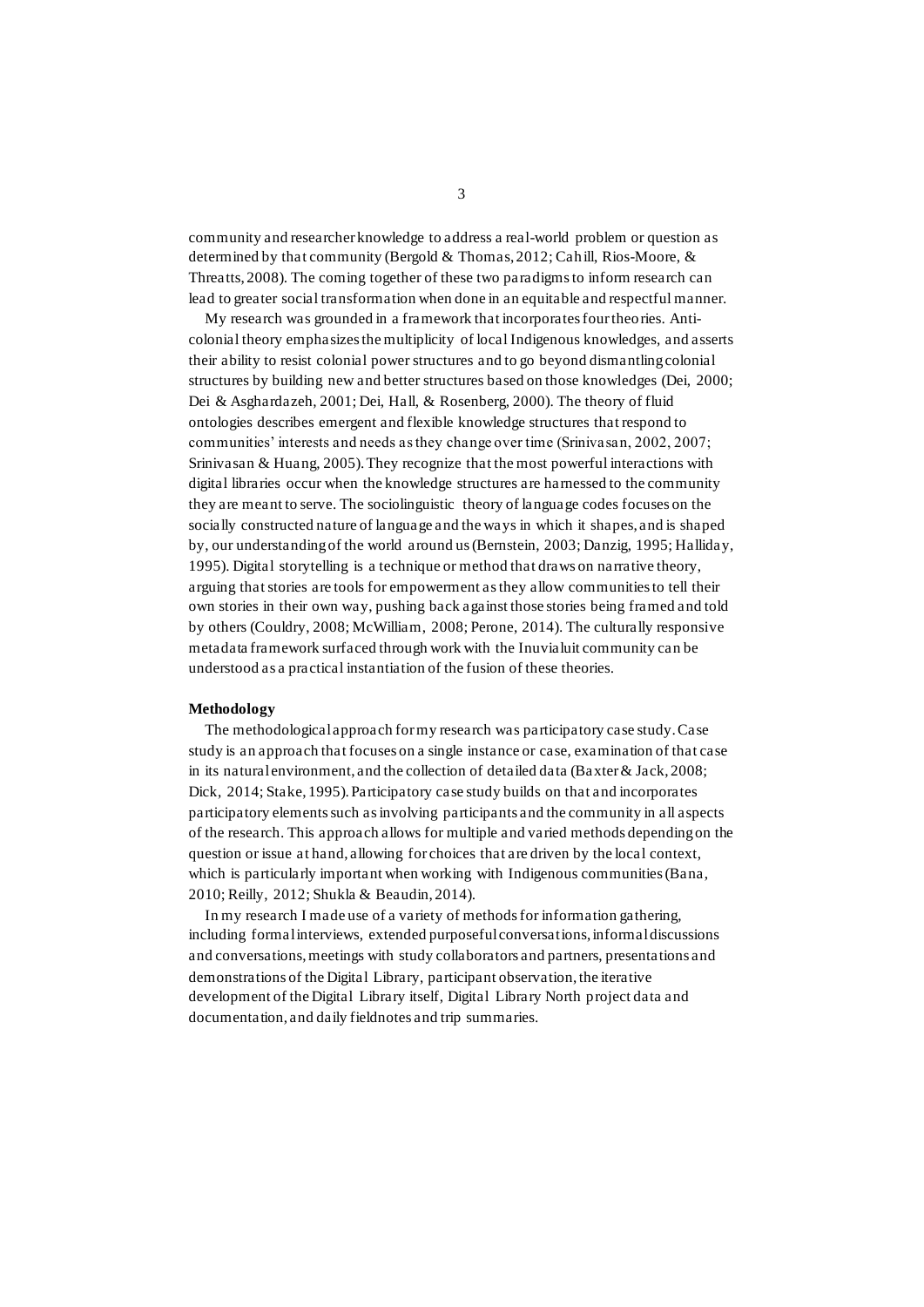community and researcher knowledge to address a real-world problem or question as determined by that community (Bergold & Thomas, 2012; Cahill, Rios-Moore, & Threatts, 2008). The coming together of these two paradigms to inform research can lead to greater social transformation when done in an equitable and respectful manner.

My research was grounded in a framework that incorporates four theories. Anti-colonial theory emphasizes the multiplicity of local Indigenous knowledges, and asserts their ability to resist colonial power structures and to go beyond dismantling colonial structures by building new and better structures based on those knowledges (Dei, 2000; Dei & Asghardazeh, 2001; Dei, Hall, & Rosenberg, 2000). The theory of fluid ontologies describes emergent and flexible knowledge structures that respond to communities' interests and needs as they change over time (Srinivasan, 2002, 2007; Srinivasan & Huang, 2005). They recognize that the most powerful interactions with digital libraries occur when the knowledge structures are harnessed to the community they are meant to serve. The sociolinguistic theory of language codes focuses on the socially constructed nature of language and the ways in which it shapes, and is shaped by, our understanding of the world around us (Bernstein, 2003; Danzig, 1995; Halliday, 1995). Digital storytelling is a technique or method that draws on narrative theory, arguing that stories are tools for empowerment as they allow communities to tell their own stories in their own way, pushing back against those stories being framed and told by others (Couldry, 2008; McWilliam, 2008; Perone, 2014). The culturally responsive metadata framework surfaced through work with the Inuvialuit community can be understood as a practical instantiation of the fusion of these theories.

**Methodology**

The methodological approach for my research was participatory case study. Case study is an approach that focuses on a single instance or case, examination of that case in its natural environment, and the collection of detailed data (Baxter & Jack, 2008; Dick, 2014; Stake, 1995). Participatory case study builds on that and incorporates participatory elements such as involving participants and the community in all aspects of the research. This approach allows for multiple and varied methods depending on the question or issue at hand, allowing for choices that are driven by the local context, which is particularly important when working with Indigenous communities (Bana, 2010; Reilly, 2012; Shukla & Beaudin, 2014).

In my research I made use of a variety of methods for information gathering, including formal interviews, extended purposeful conversations, informal discussions and conversations, meetings with study collaborators and partners, presentations and demonstrations of the Digital Library, participant observation, the iterative development of the Digital Library itself, Digital Library North project data and documentation, and daily fieldnotes and trip summaries.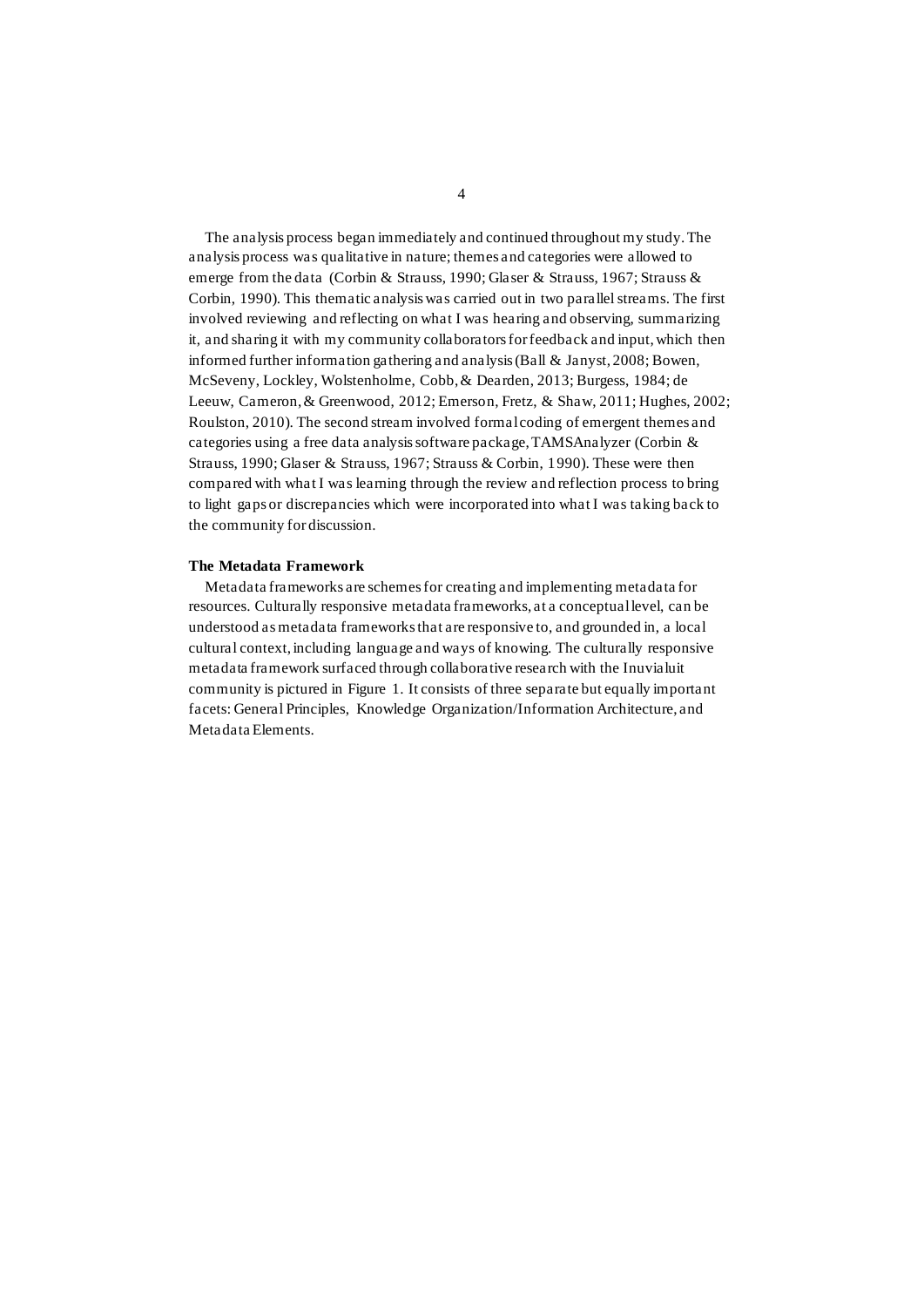The analysis process began immediately and continued throughout my study. The analysis process was qualitative in nature; themes and categories were allowed to emerge from the data (Corbin & Strauss, 1990; Glaser & Strauss, 1967; Strauss & Corbin, 1990). This thematic analysis was carried out in two parallel streams. The first involved reviewing and reflecting on what I was hearing and observing, summarizing it, and sharing it with my community collaborators for feedback and input, which then informed further information gathering and analysis (Ball & Janyst, 2008; Bowen, McSeveny, Lockley, Wolstenholme, Cobb, & Dearden, 2013; Burgess, 1984; de Leeuw, Cameron, & Greenwood, 2012; Emerson, Fretz, & Shaw, 2011; Hughes, 2002; Roulston, 2010). The second stream involved formal coding of emergent themes and categories using a free data analysis software package, TAMSAnalyzer (Corbin & Strauss, 1990; Glaser & Strauss, 1967; Strauss & Corbin, 1990). These were then compared with what I was learning through the review and reflection process to bring to light gaps or discrepancies which were incorporated into what I was taking back to the community for discussion.

**The Metadata Framework**

Metadata frameworks are schemes for creating and implementing metadata for resources. Culturally responsive metadata frameworks, at a conceptual level, can be understood as metadata frameworks that are responsive to, and grounded in, a local cultural context, including language and ways of knowing. The culturally responsive metadata framework surfaced through collaborative research with the Inuvialuit community is pictured in Figure 1. It consists of three separate but equally important facets: General Principles, Knowledge Organization/Information Architecture, and Metadata Elements.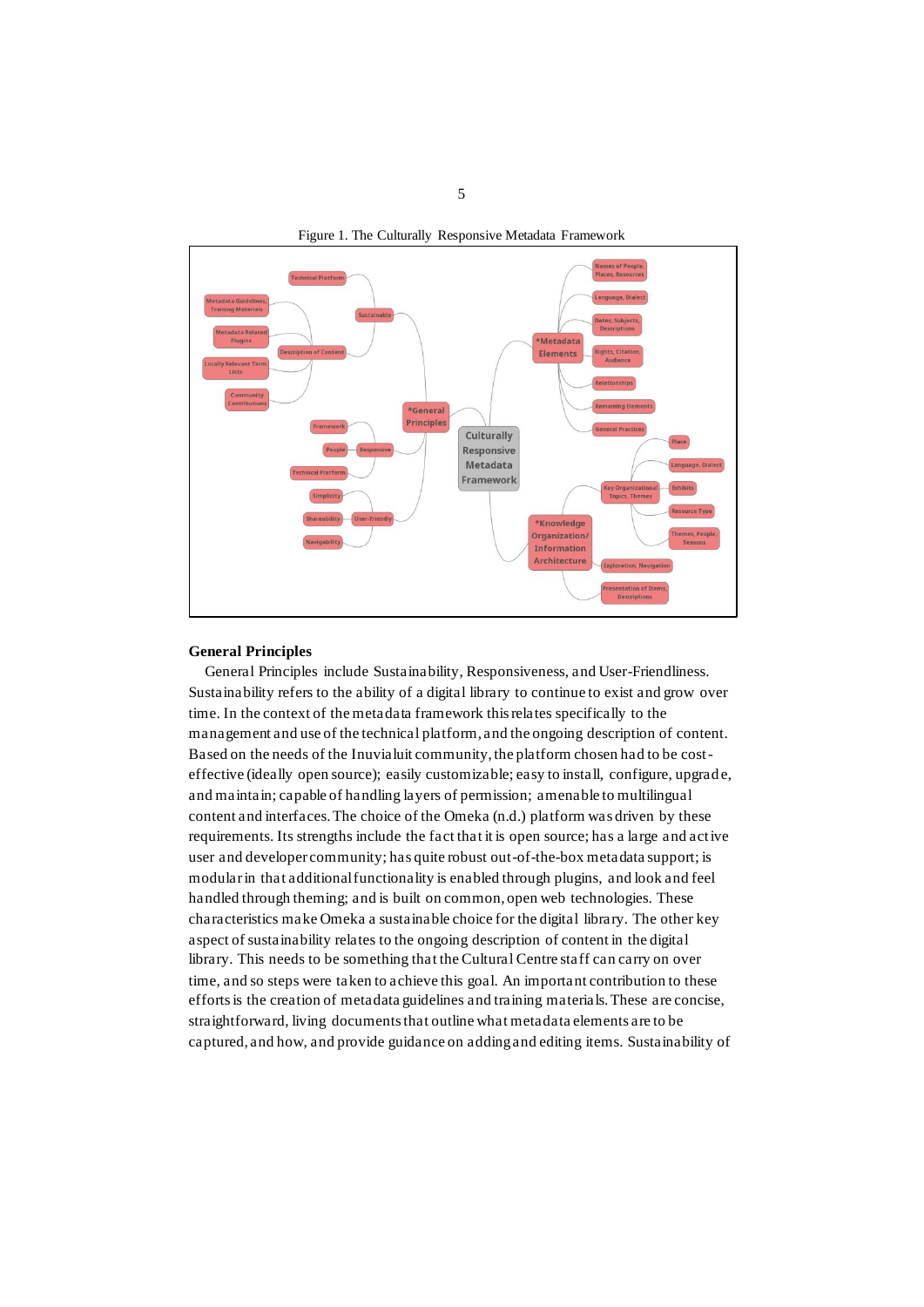Figure 1. The Culturally Responsive Metadata Framework

## General Principles

General Principles include Sustainability, Responsiveness, and User-Friendliness. Sustainability refers to the ability of a digital library to continue to exist and grow over time. In the context of the metadata framework this relates specifically to the management and use of the technical platform, and the ongoing description of content. Based on the needs of the Inuvialuit community, the platform chosen had to be cost-effective (ideally open source); easily customizable; easy to install, configure, upgrade, and maintain; capable of handling layers of permission; amenable to multilingual content and interfaces. The choice of the Omeka (n.d.) platform was driven by these requirements. Its strengths include the fact that it is open source; has a large and active user and developer community; has quite robust out-of-the-box metadata support; is modular in that additional functionality is enabled through plugins, and look and feel handled through theming; and is built on common, open web technologies. These characteristics make Omeka a sustainable choice for the digital library. The other key aspect of sustainability relates to the ongoing description of content in the digital library. This needs to be something that the Cultural Centre staff can carry on over time, and so steps were taken to achieve this goal. An important contribution to these efforts is the creation of metadata guidelines and training materials. These are concise, straightforward, living documents that outline what metadata elements are to be captured, and how, and provide guidance on adding and editing items. Sustainability of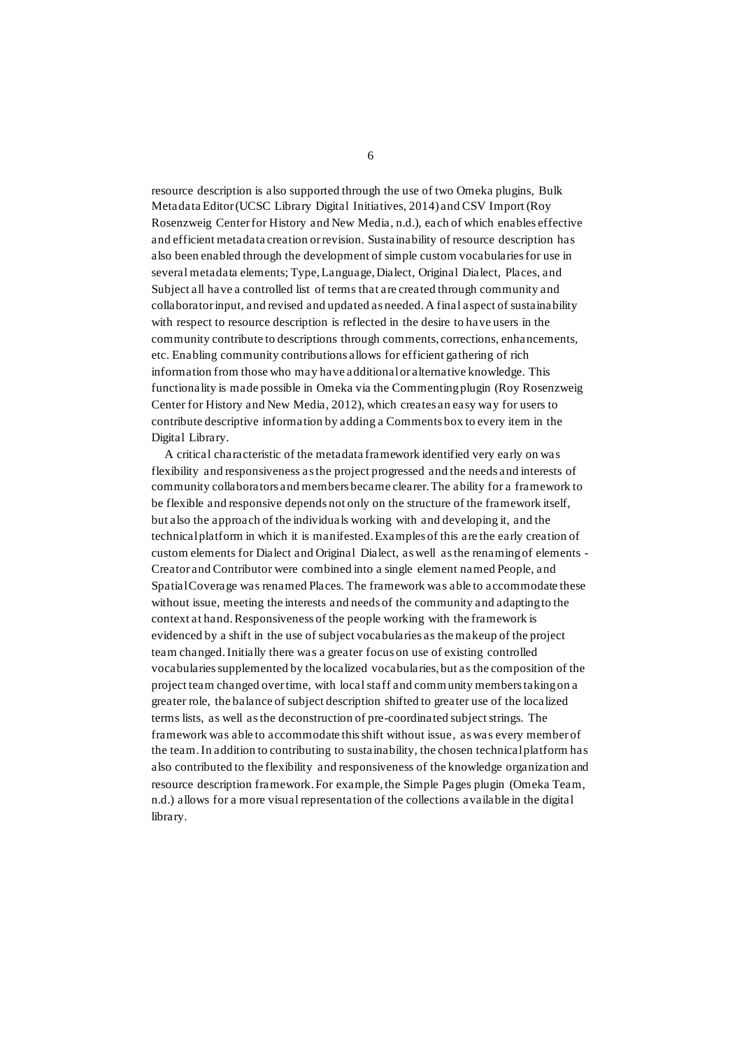resource description is also supported through the use of two Omeka plugins, Bulk Metadata Editor (UCSC Library Digital Initiatives, 2014) and CSV Import (Roy Rosenzweig Center for History and New Media, n.d.), each of which enables effective and efficient metadata creation or revision. Sustainability of resource description has also been enabled through the development of simple custom vocabularies for use in several metadata elements; Type, Language, Dialect, Original Dialect, Places, and Subject all have a controlled list of terms that are created through community and collaborator input, and revised and updated as needed. A final aspect of sustainability with respect to resource description is reflected in the desire to have users in the community contribute to descriptions through comments, corrections, enhancements, etc. Enabling community contributions allows for efficient gathering of rich information from those who may have additional or alternative knowledge. This functionality is made possible in Omeka via the Commenting plugin (Roy Rosenzweig Center for History and New Media, 2012), which creates an easy way for users to contribute descriptive information by adding a Comments box to every item in the Digital Library.

A critical characteristic of the metadata framework identified very early on was flexibility and responsiveness as the project progressed and the needs and interests of community collaborators and members became clearer. The ability for a framework to be flexible and responsive depends not only on the structure of the framework itself, but also the approach of the individuals working with and developing it, and the technical platform in which it is manifested. Examples of this are the early creation of custom elements for Dialect and Original Dialect, as well as the renaming of elements - Creator and Contributor were combined into a single element named People, and Spatial Coverage was renamed Places. The framework was able to accommodate these without issue, meeting the interests and needs of the community and adapting to the context at hand. Responsiveness of the people working with the framework is evidenced by a shift in the use of subject vocabularies as the makeup of the project team changed. Initially there was a greater focus on use of existing controlled vocabularies supplemented by the localized vocabularies, but as the composition of the project team changed over time, with local staff and community members taking on a greater role, the balance of subject description shifted to greater use of the localized terms lists, as well as the deconstruction of pre-coordinated subject strings. The framework was able to accommodate this shift without issue, as was every member of the team. In addition to contributing to sustainability, the chosen technical platform has also contributed to the flexibility and responsiveness of the knowledge organization and resource description framework. For example, the Simple Pages plugin (Omeka Team, n.d.) allows for a more visual representation of the collections available in the digital library.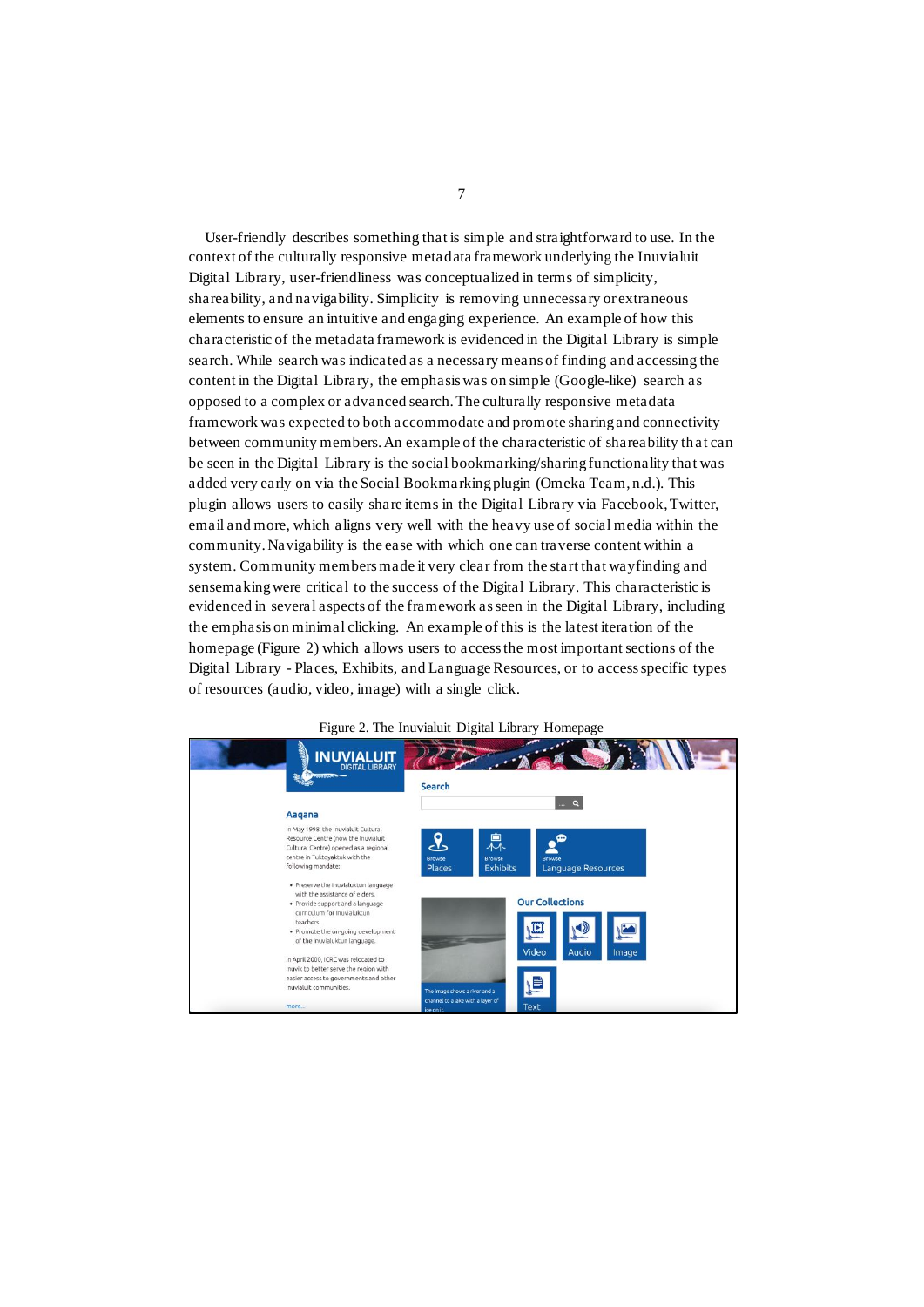User-friendly describes something that is simple and straightforward to use. In the context of the culturally responsive metadata framework underlying the Inuvialuit Digital Library, user-friendliness was conceptualized in terms of simplicity, shareability, and navigability. Simplicity is removing unnecessary or extraneous elements to ensure an intuitive and engaging experience. An example of how this characteristic of the metadata framework is evidenced in the Digital Library is simple search. While search was indicated as a necessary means of finding and accessing the content in the Digital Library, the emphasis was on simple (Google-like) search as opposed to a complex or advanced search. The culturally responsive metadata framework was expected to both accommodate and promote sharing and connectivity between community members. An example of the characteristic of shareability that can be seen in the Digital Library is the social bookmarking/sharing functionality that was added very early on via the Social Bookmarking plugin (Omeka Team, n.d.). This plugin allows users to easily share items in the Digital Library via Facebook, Twitter, email and more, which aligns very well with the heavy use of social media within the community. Navigability is the ease with which one can traverse content within a system. Community members made it very clear from the start that wayfinding and sensemaking were critical to the success of the Digital Library. This characteristic is evidenced in several aspects of the framework as seen in the Digital Library, including the emphasis on minimal clicking. An example of this is the latest iteration of the homepage (Figure 2) which allows users to access the most important sections of the Digital Library - Places, Exhibits, and Language Resources, or to access specific types of resources (audio, video, image) with a single click.

Figure 2. The Inuvialuit Digital Library Homepage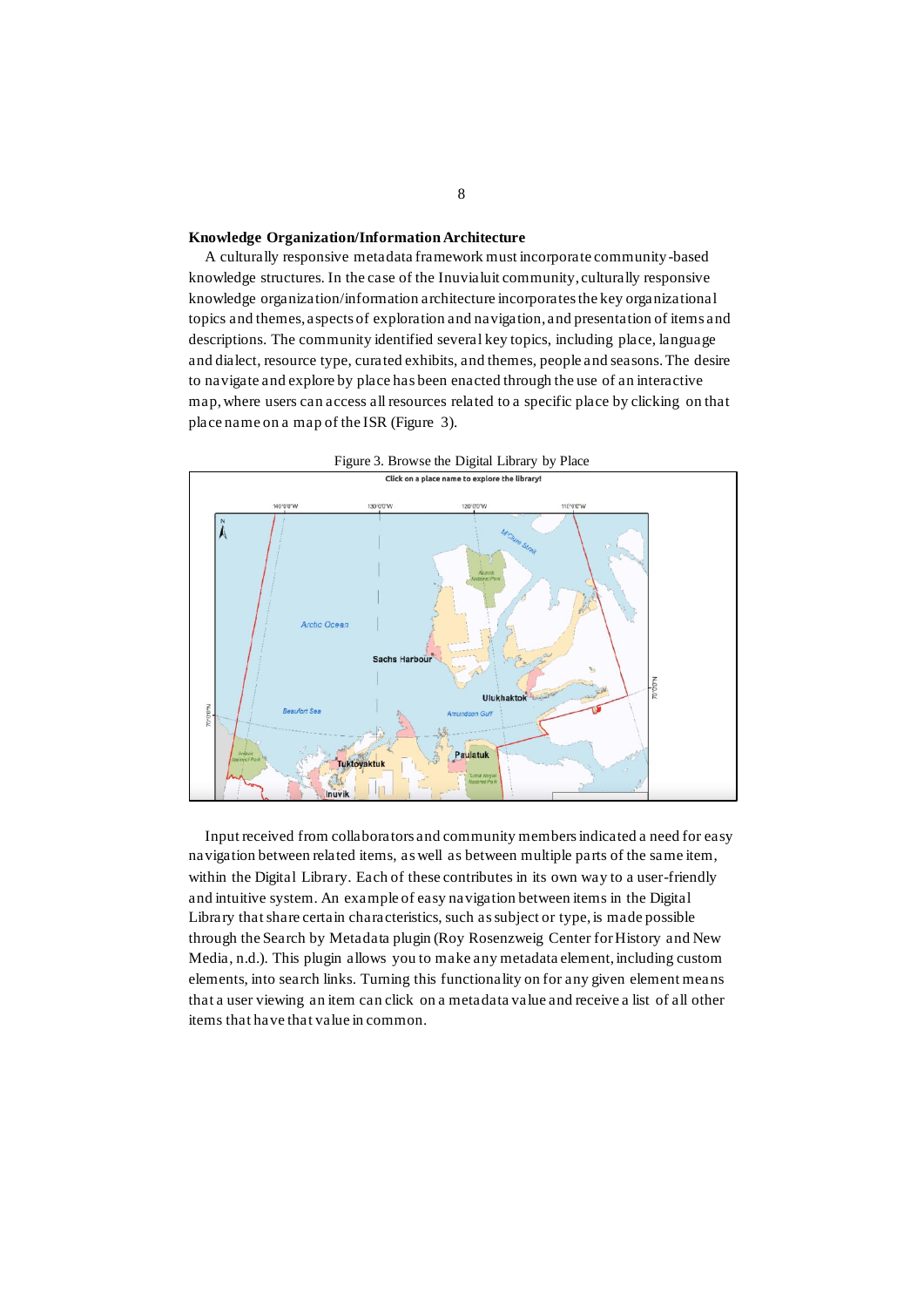**Knowledge Organization/Information Architecture**

A culturally responsive metadata framework must incorporate community-based knowledge structures. In the case of the Inuvialuit community, culturally responsive knowledge organization/information architecture incorporates the key organizational topics and themes, aspects of exploration and navigation, and presentation of items and descriptions. The community identified several key topics, including place, language and dialect, resource type, curated exhibits, and themes, people and seasons. The desire to navigate and explore by place has been enacted through the use of an interactive map, where users can access all resources related to a specific place by clicking on that place name on a map of the ISR (Figure 3).

Figure 3. Browse the Digital Library by Place

Input received from collaborators and community members indicated a need for easy navigation between related items, as well as between multiple parts of the same item, within the Digital Library. Each of these contributes in its own way to a user-friendly and intuitive system. An example of easy navigation between items in the Digital Library that share certain characteristics, such as subject or type, is made possible through the Search by Metadata plugin (Roy Rosenzweig Center for History and New Media, n.d.). This plugin allows you to make any metadata element, including custom elements, into search links. Turning this functionality on for any given element means that a user viewing an item can click on a metadata value and receive a list of all other items that have that value in common.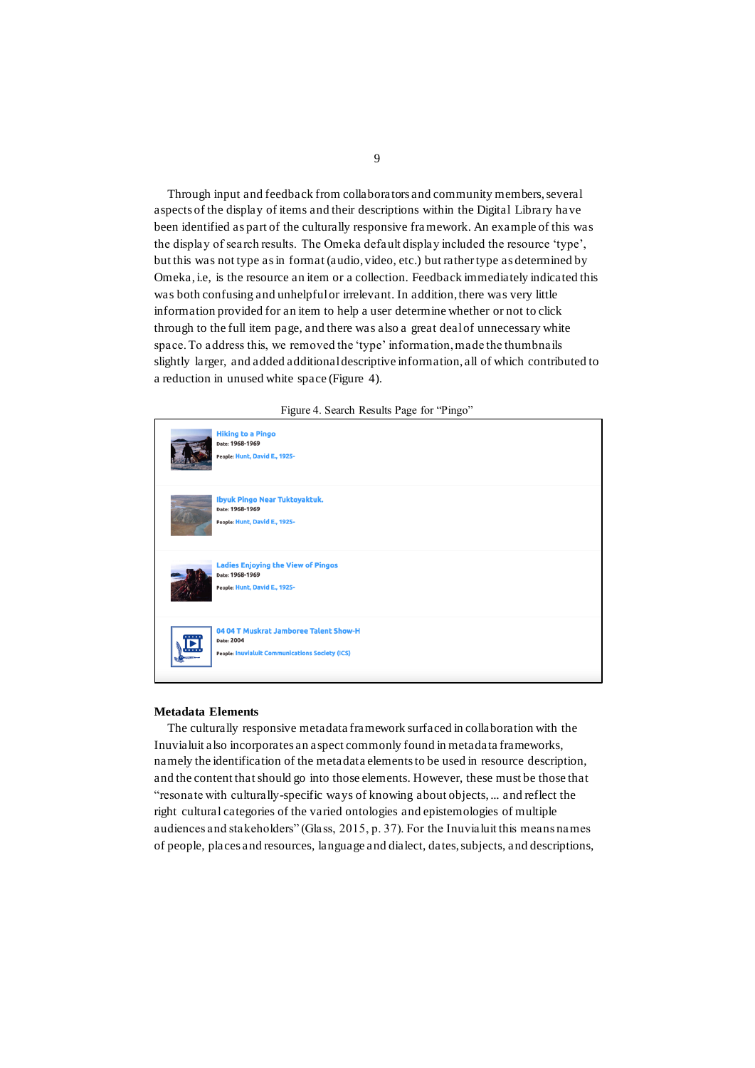Through input and feedback from collaborators and community members, several aspects of the display of items and their descriptions within the Digital Library have been identified as part of the culturally responsive framework. An example of this was the display of search results. The Omeka default display included the resource 'type', but this was not type as in format (audio, video, etc.) but rather type as determined by Omeka, i.e, is the resource an item or a collection. Feedback immediately indicated this was both confusing and unhelpful or irrelevant. In addition, there was very little information provided for an item to help a user determine whether or not to click through to the full item page, and there was also a great deal of unnecessary white space. To address this, we removed the 'type' information, made the thumbnails slightly larger, and added additional descriptive information, all of which contributed to a reduction in unused white space (Figure 4).

Figure 4. Search Results Page for "Pingo"

**Hiking to a Pingo**
Date: 1968-1969
People: Hunt, David E., 1925-

**Ibyuk Pingo Near Tuktoyaktuk.**
Date: 1968-1969
People: Hunt, David E., 1925-

**Ladies Enjoying the View of Pingos**
Date: 1968-1969
People: Hunt, David E., 1925-

**04 04 T Muskrat Jamboree Talent Show-H**
Date: 2004
People: Inuvialuit Communications Society (ICS)

## Metadata Elements

The culturally responsive metadata framework surfaced in collaboration with the Inuvialuit also incorporates an aspect commonly found in metadata frameworks, namely the identification of the metadata elements to be used in resource description, and the content that should go into those elements. However, these must be those that "resonate with culturally-specific ways of knowing about objects, ... and reflect the right cultural categories of the varied ontologies and epistemologies of multiple audiences and stakeholders" (Glass, 2015, p. 37). For the Inuvialuit this means names of people, places and resources, language and dialect, dates, subjects, and descriptions,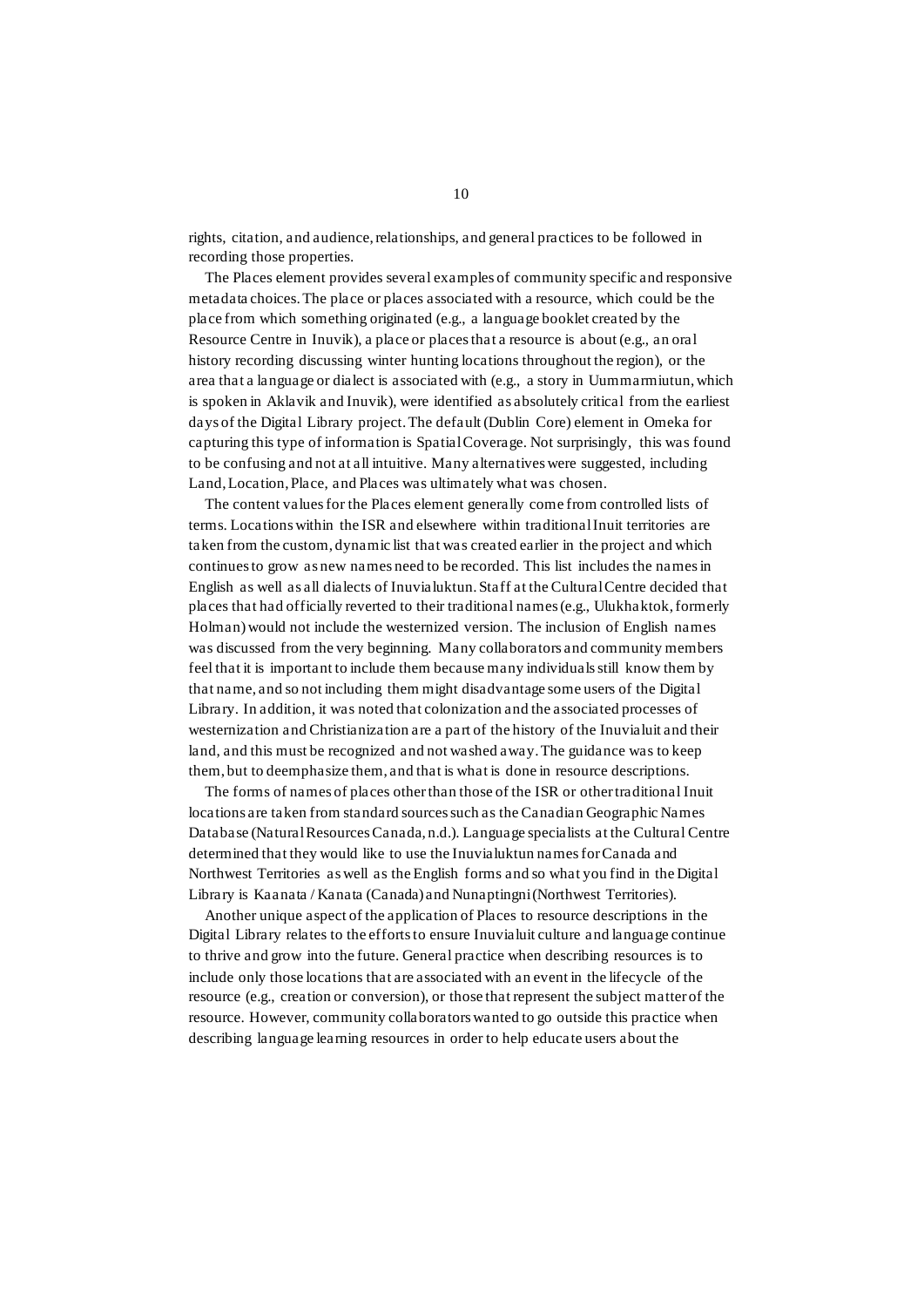rights, citation, and audience, relationships, and general practices to be followed in recording those properties.

The Places element provides several examples of community specific and responsive metadata choices. The place or places associated with a resource, which could be the place from which something originated (e.g., a language booklet created by the Resource Centre in Inuvik), a place or places that a resource is about (e.g., an oral history recording discussing winter hunting locations throughout the region), or the area that a language or dialect is associated with (e.g., a story in Uummarmiutun, which is spoken in Aklavik and Inuvik), were identified as absolutely critical from the earliest days of the Digital Library project. The default (Dublin Core) element in Omeka for capturing this type of information is Spatial Coverage. Not surprisingly, this was found to be confusing and not at all intuitive. Many alternatives were suggested, including Land, Location, Place, and Places was ultimately what was chosen.

The content values for the Places element generally come from controlled lists of terms. Locations within the ISR and elsewhere within traditional Inuit territories are taken from the custom, dynamic list that was created earlier in the project and which continues to grow as new names need to be recorded. This list includes the names in English as well as all dialects of Inuvialuktun. Staff at the Cultural Centre decided that places that had officially reverted to their traditional names (e.g., Ulukhaktok, formerly Holman) would not include the westernized version. The inclusion of English names was discussed from the very beginning. Many collaborators and community members feel that it is important to include them because many individuals still know them by that name, and so not including them might disadvantage some users of the Digital Library. In addition, it was noted that colonization and the associated processes of westernization and Christianization are a part of the history of the Inuvialuit and their land, and this must be recognized and not washed away. The guidance was to keep them, but to deemphasize them, and that is what is done in resource descriptions.

The forms of names of places other than those of the ISR or other traditional Inuit locations are taken from standard sources such as the Canadian Geographic Names Database (Natural Resources Canada, n.d.). Language specialists at the Cultural Centre determined that they would like to use the Inuvialuktun names for Canada and Northwest Territories as well as the English forms and so what you find in the Digital Library is Kaanata / Kanata (Canada) and Nunaptingni (Northwest Territories).

Another unique aspect of the application of Places to resource descriptions in the Digital Library relates to the efforts to ensure Inuvialuit culture and language continue to thrive and grow into the future. General practice when describing resources is to include only those locations that are associated with an event in the lifecycle of the resource (e.g., creation or conversion), or those that represent the subject matter of the resource. However, community collaborators wanted to go outside this practice when describing language learning resources in order to help educate users about the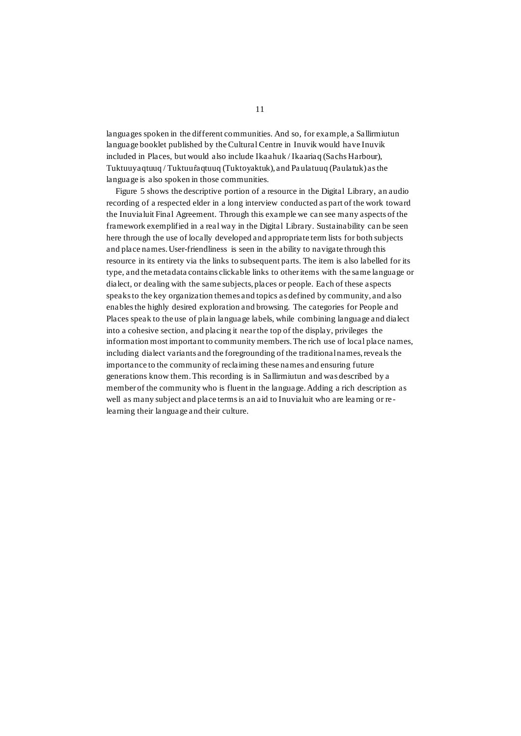languages spoken in the different communities. And so, for example, a Sallirmiutun language booklet published by the Cultural Centre in Inuvik would have Inuvik included in Places, but would also include Ikaahuk / Ikaariaq (Sachs Harbour), Tuktuuyaqtuuq / Tuktuuŕaqtuuq (Tuktoyaktuk), and Paulatuuq (Paulatuk) as the language is also spoken in those communities.

Figure 5 shows the descriptive portion of a resource in the Digital Library, an audio recording of a respected elder in a long interview conducted as part of the work toward the Inuvialuit Final Agreement. Through this example we can see many aspects of the framework exemplified in a real way in the Digital Library. Sustainability can be seen here through the use of locally developed and appropriate term lists for both subjects and place names. User-friendliness is seen in the ability to navigate through this resource in its entirety via the links to subsequent parts. The item is also labelled for its type, and the metadata contains clickable links to other items with the same language or dialect, or dealing with the same subjects, places or people. Each of these aspects speaks to the key organization themes and topics as defined by community, and also enables the highly desired exploration and browsing. The categories for People and Places speak to the use of plain language labels, while combining language and dialect into a cohesive section, and placing it near the top of the display, privileges the information most important to community members. The rich use of local place names, including dialect variants and the foregrounding of the traditional names, reveals the importance to the community of reclaiming these names and ensuring future generations know them. This recording is in Sallirmiutun and was described by a member of the community who is fluent in the language. Adding a rich description as well as many subject and place terms is an aid to Inuvialuit who are learning or re-learning their language and their culture.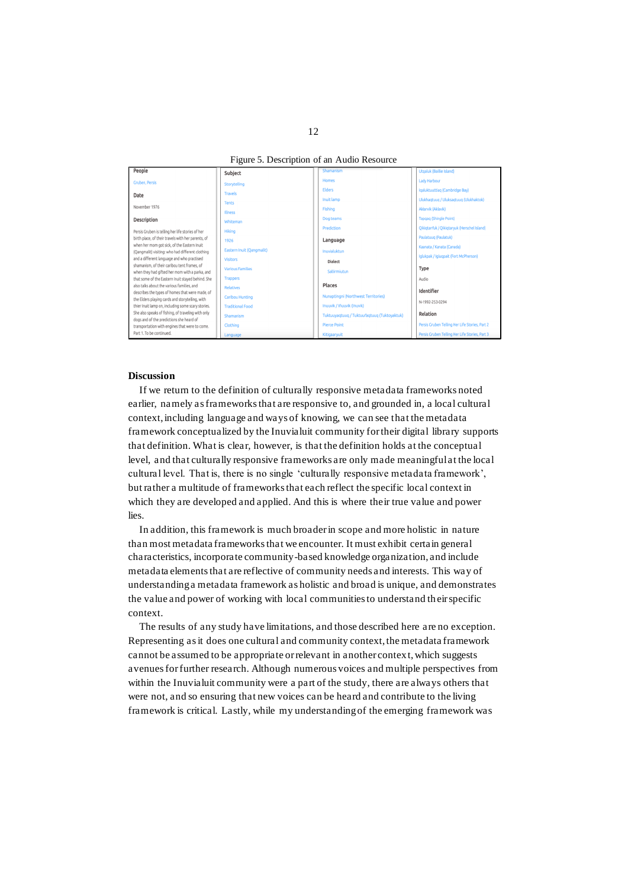Figure 5. Description of an Audio Resource

**People**

Gruben, Persis

**Date**

November 1976

**Description**

Persis Gruben is telling her life stories of her birth place, of their travels with her parents, of when her mom got sick, of the Eastern Inuit (Qangmalit) visiting: who had different clothing and a different language and who practised shamanism, of their caribou tent frames, of when they had gifted her mom with a parka, and that some of the Eastern Inuit stayed behind. She also talks about the various families, and describes the types of homes that were made, of the Elders playing cards and storytelling, with their Inuit lamp on, including some scary stories. She also speaks of fishing, of traveling with only dogs and of the predictions she heard of transportation with engines that were to come. Part 1. To be continued.

**Subject**

Storytelling
Travels
Tents
Illness
Whiteman
Hiking
1926
Eastern Inuit (Qangmalit)
Visitors
Various Families
Trappers
Relatives
Caribou Hunting
Traditional Food
Shamanism
Clothing
Language
Shamanism
Homes
Elders
Inuit lamp
Fishing
Dog teams
Prediction

**Language**

Inuvialuktun

Dialect

Sallirmiutun

**Places**

Nunaptingni (Northwest Territories)
Inuuvik / Iñuuvik (Inuvik)
Tuktuuyaqtuuq / Tuktuufaqtuuq (Tuktoyaktuk)
Pierce Point
Kitigaaryuit
Utqaluk (Baillie Island)
Lady Harbour
Iqaluktuuttiaq (Cambridge Bay)
Ulukhaqtuuq / Uluksaqtuuq (Ulukhaktok)
Aklarvik (Aklavik)
Tapqaq (Shingle Point)
Qikiqtarfuk / Qikiqtaryuk (Herschel Island)
Paulatuuq (Paulatuk)
Kaanata / Kanata (Canada)
Igluqpak / Iglupait (Fort McPherson)

**Type**

Audio

**Identifier**

N-1992-253-0294

**Relation**

Persis Gruben Telling Her Life Stories, Part 2
Persis Gruben Telling Her Life Stories, Part 3

### Discussion

If we return to the definition of culturally responsive metadata frameworks noted earlier, namely as frameworks that are responsive to, and grounded in, a local cultural context, including language and ways of knowing, we can see that the metadata framework conceptualized by the Inuvialuit community for their digital library supports that definition. What is clear, however, is that the definition holds at the conceptual level, and that culturally responsive frameworks are only made meaningful at the local cultural level. That is, there is no single 'culturally responsive metadata framework', but rather a multitude of frameworks that each reflect the specific local context in which they are developed and applied. And this is where their true value and power lies.

In addition, this framework is much broader in scope and more holistic in nature than most metadata frameworks that we encounter. It must exhibit certain general characteristics, incorporate community-based knowledge organization, and include metadata elements that are reflective of community needs and interests. This way of understanding a metadata framework as holistic and broad is unique, and demonstrates the value and power of working with local communities to understand their specific context.

The results of any study have limitations, and those described here are no exception. Representing as it does one cultural and community context, the metadata framework cannot be assumed to be appropriate or relevant in another context, which suggests avenues for further research. Although numerous voices and multiple perspectives from within the Inuvialuit community were a part of the study, there are always others that were not, and so ensuring that new voices can be heard and contribute to the living framework is critical. Lastly, while my understanding of the emerging framework was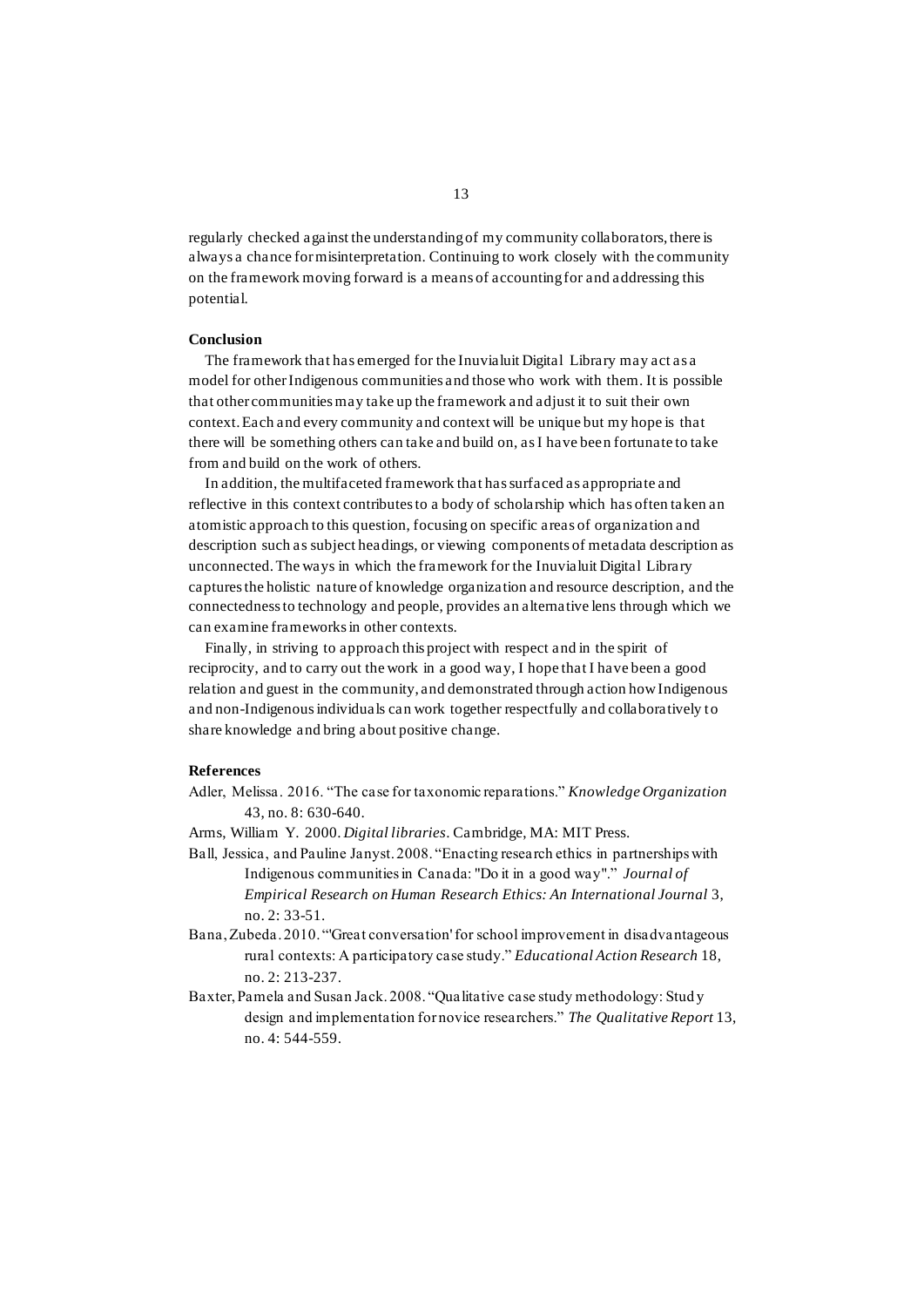regularly checked against the understanding of my community collaborators, there is always a chance for misinterpretation. Continuing to work closely with the community on the framework moving forward is a means of accounting for and addressing this potential.

## Conclusion

The framework that has emerged for the Inuvialuit Digital Library may act as a model for other Indigenous communities and those who work with them. It is possible that other communities may take up the framework and adjust it to suit their own context. Each and every community and context will be unique but my hope is that there will be something others can take and build on, as I have been fortunate to take from and build on the work of others.

In addition, the multifaceted framework that has surfaced as appropriate and reflective in this context contributes to a body of scholarship which has often taken an atomistic approach to this question, focusing on specific areas of organization and description such as subject headings, or viewing components of metadata description as unconnected. The ways in which the framework for the Inuvialuit Digital Library captures the holistic nature of knowledge organization and resource description, and the connectedness to technology and people, provides an alternative lens through which we can examine frameworks in other contexts.

Finally, in striving to approach this project with respect and in the spirit of reciprocity, and to carry out the work in a good way, I hope that I have been a good relation and guest in the community, and demonstrated through action how Indigenous and non-Indigenous individuals can work together respectfully and collaboratively to share knowledge and bring about positive change.

## References

Adler, Melissa. 2016. "The case for taxonomic reparations." *Knowledge Organization* 43, no. 8: 630-640.

Arms, William Y. 2000. *Digital libraries*. Cambridge, MA: MIT Press.

Ball, Jessica, and Pauline Janyst. 2008. "Enacting research ethics in partnerships with Indigenous communities in Canada: "Do it in a good way"." *Journal of Empirical Research on Human Research Ethics: An International Journal* 3, no. 2: 33-51.

Bana, Zubeda. 2010. "'Great conversation' for school improvement in disadvantageous rural contexts: A participatory case study." *Educational Action Research* 18, no. 2: 213-237.

Baxter, Pamela and Susan Jack. 2008. "Qualitative case study methodology: Study design and implementation for novice researchers." *The Qualitative Report* 13, no. 4: 544-559.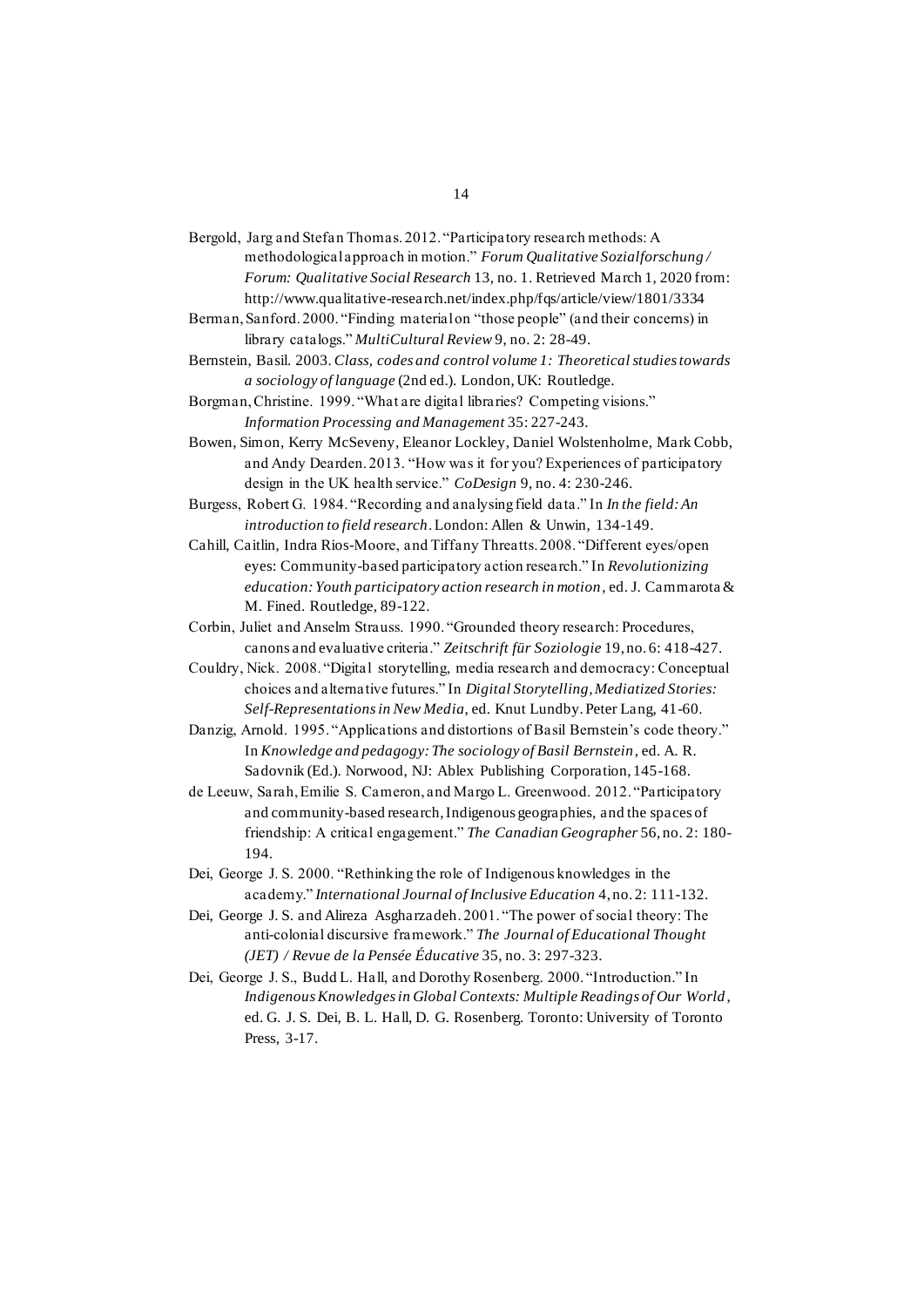Bergold, Jarg and Stefan Thomas. 2012. "Participatory research methods: A methodological approach in motion." *Forum Qualitative Sozialforschung / Forum: Qualitative Social Research* 13, no. 1. Retrieved March 1, 2020 from: http://www.qualitative-research.net/index.php/fqs/article/view/1801/3334

Berman, Sanford. 2000. "Finding material on "those people" (and their concerns) in library catalogs." *MultiCultural Review* 9, no. 2: 28-49.

Bernstein, Basil. 2003. *Class, codes and control volume 1: Theoretical studies towards a sociology of language* (2nd ed.). London, UK: Routledge.

Borgman, Christine. 1999. "What are digital libraries? Competing visions." *Information Processing and Management* 35: 227-243.

Bowen, Simon, Kerry McSeveny, Eleanor Lockley, Daniel Wolstenholme, Mark Cobb, and Andy Dearden. 2013. "How was it for you? Experiences of participatory design in the UK health service." *CoDesign* 9, no. 4: 230-246.

Burgess, Robert G. 1984. "Recording and analysing field data." In *In the field: An introduction to field research*. London: Allen & Unwin, 134-149.

Cahill, Caitlin, Indra Rios-Moore, and Tiffany Threatts. 2008. "Different eyes/open eyes: Community-based participatory action research." In *Revolutionizing education: Youth participatory action research in motion*, ed. J. Cammarota & M. Fined. Routledge, 89-122.

Corbin, Juliet and Anselm Strauss. 1990. "Grounded theory research: Procedures, canons and evaluative criteria." *Zeitschrift für Soziologie* 19, no. 6: 418-427.

Couldry, Nick. 2008. "Digital storytelling, media research and democracy: Conceptual choices and alternative futures." In *Digital Storytelling, Mediatized Stories: Self-Representations in New Media*, ed. Knut Lundby. Peter Lang, 41-60.

Danzig, Arnold. 1995. "Applications and distortions of Basil Bernstein's code theory." In *Knowledge and pedagogy: The sociology of Basil Bernstein*, ed. A. R. Sadovnik (Ed.). Norwood, NJ: Ablex Publishing Corporation, 145-168.

de Leeuw, Sarah, Emilie S. Cameron, and Margo L. Greenwood. 2012. "Participatory and community-based research, Indigenous geographies, and the spaces of friendship: A critical engagement." *The Canadian Geographer* 56, no. 2: 180-194.

Dei, George J. S. 2000. "Rethinking the role of Indigenous knowledges in the academy." *International Journal of Inclusive Education* 4, no. 2: 111-132.

Dei, George J. S. and Alireza Asgharzadeh. 2001. "The power of social theory: The anti-colonial discursive framework." *The Journal of Educational Thought (JET) / Revue de la Pensée Éducative* 35, no. 3: 297-323.

Dei, George J. S., Budd L. Hall, and Dorothy Rosenberg. 2000. "Introduction." In *Indigenous Knowledges in Global Contexts: Multiple Readings of Our World*, ed. G. J. S. Dei, B. L. Hall, D. G. Rosenberg. Toronto: University of Toronto Press, 3-17.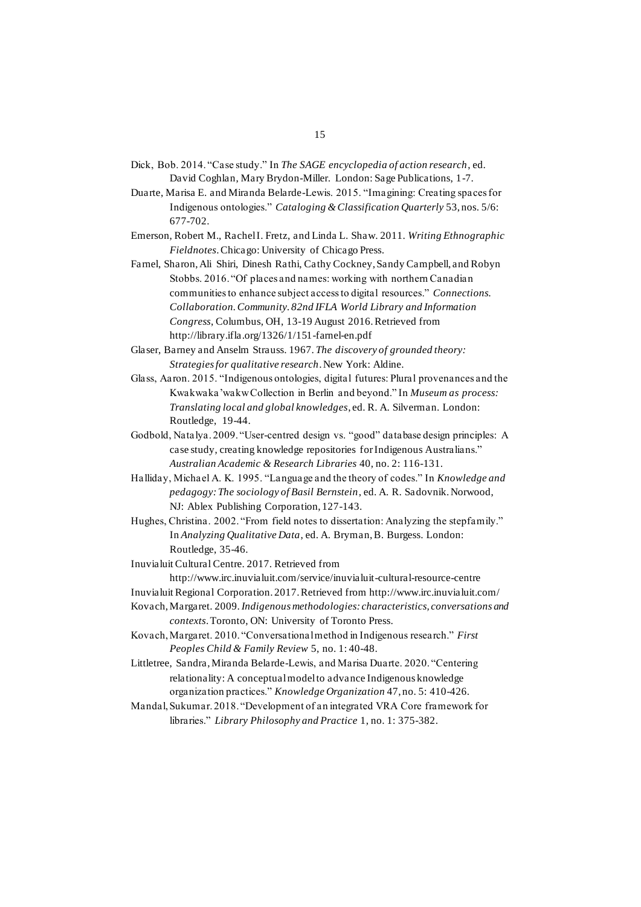Dick, Bob. 2014. "Case study." In *The SAGE encyclopedia of action research*, ed. David Coghlan, Mary Brydon-Miller. London: Sage Publications, 1-7.

Duarte, Marisa E. and Miranda Belarde-Lewis. 2015. "Imagining: Creating spaces for Indigenous ontologies." *Cataloging & Classification Quarterly* 53, nos. 5/6: 677-702.

Emerson, Robert M., Rachel I. Fretz, and Linda L. Shaw. 2011. *Writing Ethnographic Fieldnotes*. Chicago: University of Chicago Press.

Farnel, Sharon, Ali Shiri, Dinesh Rathi, Cathy Cockney, Sandy Campbell, and Robyn Stobbs. 2016. "Of places and names: working with northern Canadian communities to enhance subject access to digital resources." *Connections. Collaboration. Community. 82nd IFLA World Library and Information Congress*, Columbus, OH, 13-19 August 2016. Retrieved from http://library.ifla.org/1326/1/151-farnel-en.pdf

Glaser, Barney and Anselm Strauss. 1967. *The discovery of grounded theory: Strategies for qualitative research*. New York: Aldine.

Glass, Aaron. 2015. "Indigenous ontologies, digital futures: Plural provenances and the Kwakwaka'wakw Collection in Berlin and beyond." In *Museum as process: Translating local and global knowledges*, ed. R. A. Silverman. London: Routledge, 19-44.

Godbold, Natalya. 2009. "User-centred design vs. "good" database design principles: A case study, creating knowledge repositories for Indigenous Australians." *Australian Academic & Research Libraries* 40, no. 2: 116-131.

Halliday, Michael A. K. 1995. "Language and the theory of codes." In *Knowledge and pedagogy: The sociology of Basil Bernstein*, ed. A. R. Sadovnik. Norwood, NJ: Ablex Publishing Corporation, 127-143.

Hughes, Christina. 2002. "From field notes to dissertation: Analyzing the stepfamily." In *Analyzing Qualitative Data*, ed. A. Bryman, B. Burgess. London: Routledge, 35-46.

Inuvialuit Cultural Centre. 2017. Retrieved from http://www.irc.inuvialuit.com/service/inuvialuit-cultural-resource-centre

Inuvialuit Regional Corporation. 2017. Retrieved from http://www.irc.inuvialuit.com/

Kovach, Margaret. 2009. *Indigenous methodologies: characteristics, conversations and contexts*. Toronto, ON: University of Toronto Press.

Kovach, Margaret. 2010. "Conversational method in Indigenous research." *First Peoples Child & Family Review* 5, no. 1: 40-48.

Littletree, Sandra, Miranda Belarde-Lewis, and Marisa Duarte. 2020. "Centering relationality: A conceptual model to advance Indigenous knowledge organization practices." *Knowledge Organization* 47, no. 5: 410-426.

Mandal, Sukumar. 2018. "Development of an integrated VRA Core framework for libraries." *Library Philosophy and Practice* 1, no. 1: 375-382.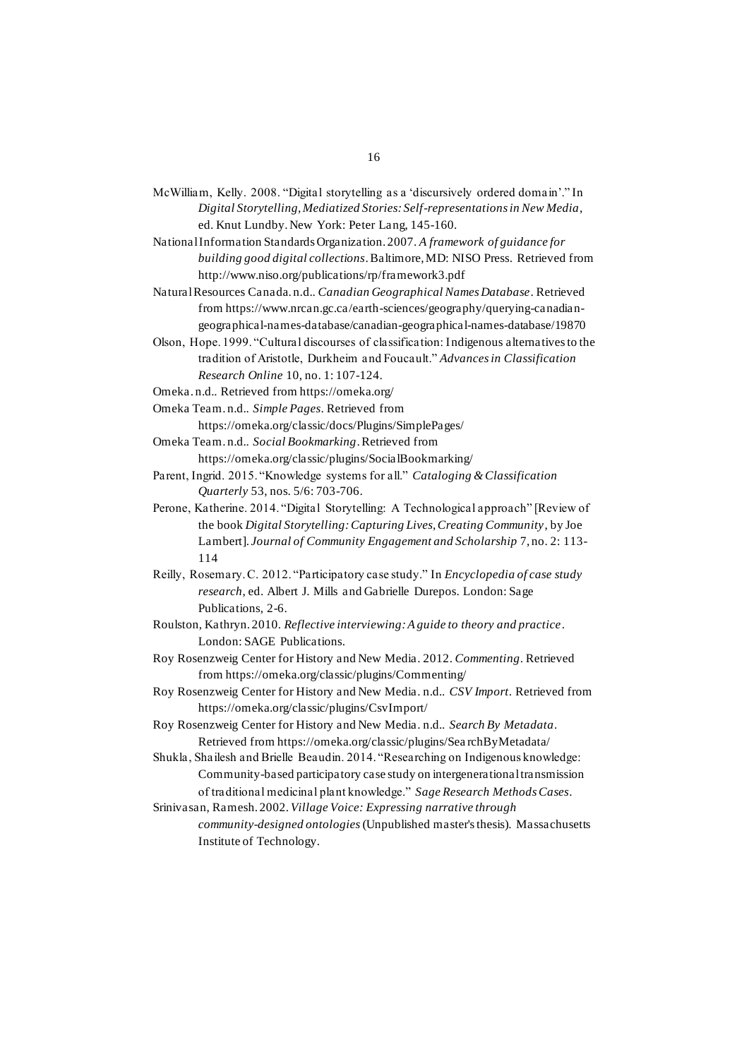McWilliam, Kelly. 2008. "Digital storytelling as a 'discursively ordered domain'." In *Digital Storytelling, Mediatized Stories: Self-representations in New Media*, ed. Knut Lundby. New York: Peter Lang, 145-160.

National Information Standards Organization. 2007. *A framework of guidance for building good digital collections*. Baltimore, MD: NISO Press. Retrieved from http://www.niso.org/publications/rp/framework3.pdf

Natural Resources Canada. n.d.. *Canadian Geographical Names Database*. Retrieved from https://www.nrcan.gc.ca/earth-sciences/geography/querying-canadian-geographical-names-database/canadian-geographical-names-database/19870

Olson, Hope. 1999. "Cultural discourses of classification: Indigenous alternatives to the tradition of Aristotle, Durkheim and Foucault." *Advances in Classification Research Online* 10, no. 1: 107-124.

Omeka. n.d.. Retrieved from https://omeka.org/

Omeka Team. n.d.. *Simple Pages*. Retrieved from https://omeka.org/classic/docs/Plugins/SimplePages/

Omeka Team. n.d.. *Social Bookmarking*. Retrieved from https://omeka.org/classic/plugins/SocialBookmarking/

Parent, Ingrid. 2015. "Knowledge systems for all." *Cataloging & Classification Quarterly* 53, nos. 5/6: 703-706.

Perone, Katherine. 2014. "Digital Storytelling: A Technological approach" [Review of the book *Digital Storytelling: Capturing Lives, Creating Community*, by Joe Lambert]. *Journal of Community Engagement and Scholarship* 7, no. 2: 113-114

Reilly, Rosemary. C. 2012. "Participatory case study." In *Encyclopedia of case study research*, ed. Albert J. Mills and Gabrielle Durepos. London: Sage Publications, 2-6.

Roulston, Kathryn. 2010. *Reflective interviewing: A guide to theory and practice*. London: SAGE Publications.

Roy Rosenzweig Center for History and New Media. 2012. *Commenting*. Retrieved from https://omeka.org/classic/plugins/Commenting/

Roy Rosenzweig Center for History and New Media. n.d.. *CSV Import*. Retrieved from https://omeka.org/classic/plugins/CsvImport/

Roy Rosenzweig Center for History and New Media. n.d.. *Search By Metadata*. Retrieved from https://omeka.org/classic/plugins/SearchByMetadata/

Shukla, Shailesh and Brielle Beaudin. 2014. "Researching on Indigenous knowledge: Community-based participatory case study on intergenerational transmission of traditional medicinal plant knowledge." *Sage Research Methods Cases*.

Srinivasan, Ramesh. 2002. *Village Voice: Expressing narrative through community-designed ontologies* (Unpublished master's thesis). Massachusetts Institute of Technology.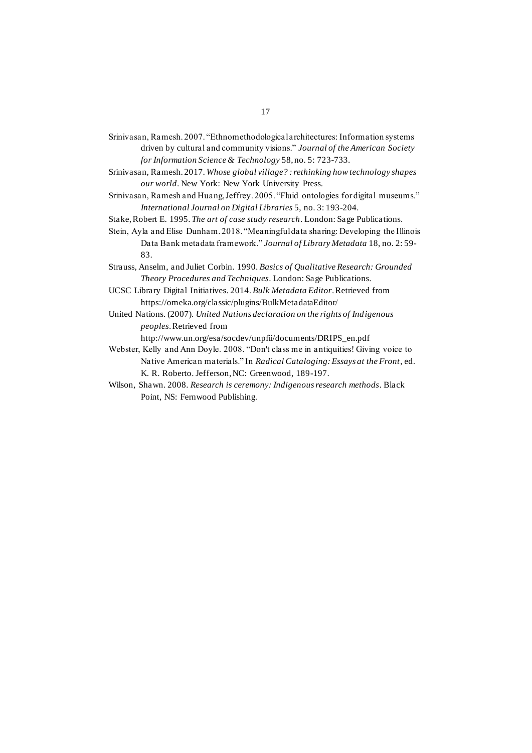Srinivasan, Ramesh. 2007. "Ethnomethodological architectures: Information systems driven by cultural and community visions." *Journal of the American Society for Information Science & Technology* 58, no. 5: 723-733.

Srinivasan, Ramesh. 2017. *Whose global village? : rethinking how technology shapes our world*. New York: New York University Press.

Srinivasan, Ramesh and Huang, Jeffrey. 2005. "Fluid ontologies for digital museums." *International Journal on Digital Libraries* 5, no. 3: 193-204.

Stake, Robert E. 1995. *The art of case study research*. London: Sage Publications.

Stein, Ayla and Elise Dunham. 2018. "Meaningful data sharing: Developing the Illinois Data Bank metadata framework." *Journal of Library Metadata* 18, no. 2: 59-83.

Strauss, Anselm, and Juliet Corbin. 1990. *Basics of Qualitative Research: Grounded Theory Procedures and Techniques*. London: Sage Publications.

UCSC Library Digital Initiatives. 2014. *Bulk Metadata Editor*. Retrieved from https://omeka.org/classic/plugins/BulkMetadataEditor/

United Nations. (2007). *United Nations declaration on the rights of Indigenous peoples*. Retrieved from http://www.un.org/esa/socdev/unpfii/documents/DRIPS_en.pdf

Webster, Kelly and Ann Doyle. 2008. "Don't class me in antiquities! Giving voice to Native American materials." In *Radical Cataloging: Essays at the Front*, ed. K. R. Roberto. Jefferson, NC: Greenwood, 189-197.

Wilson, Shawn. 2008. *Research is ceremony: Indigenous research methods*. Black Point, NS: Fernwood Publishing.